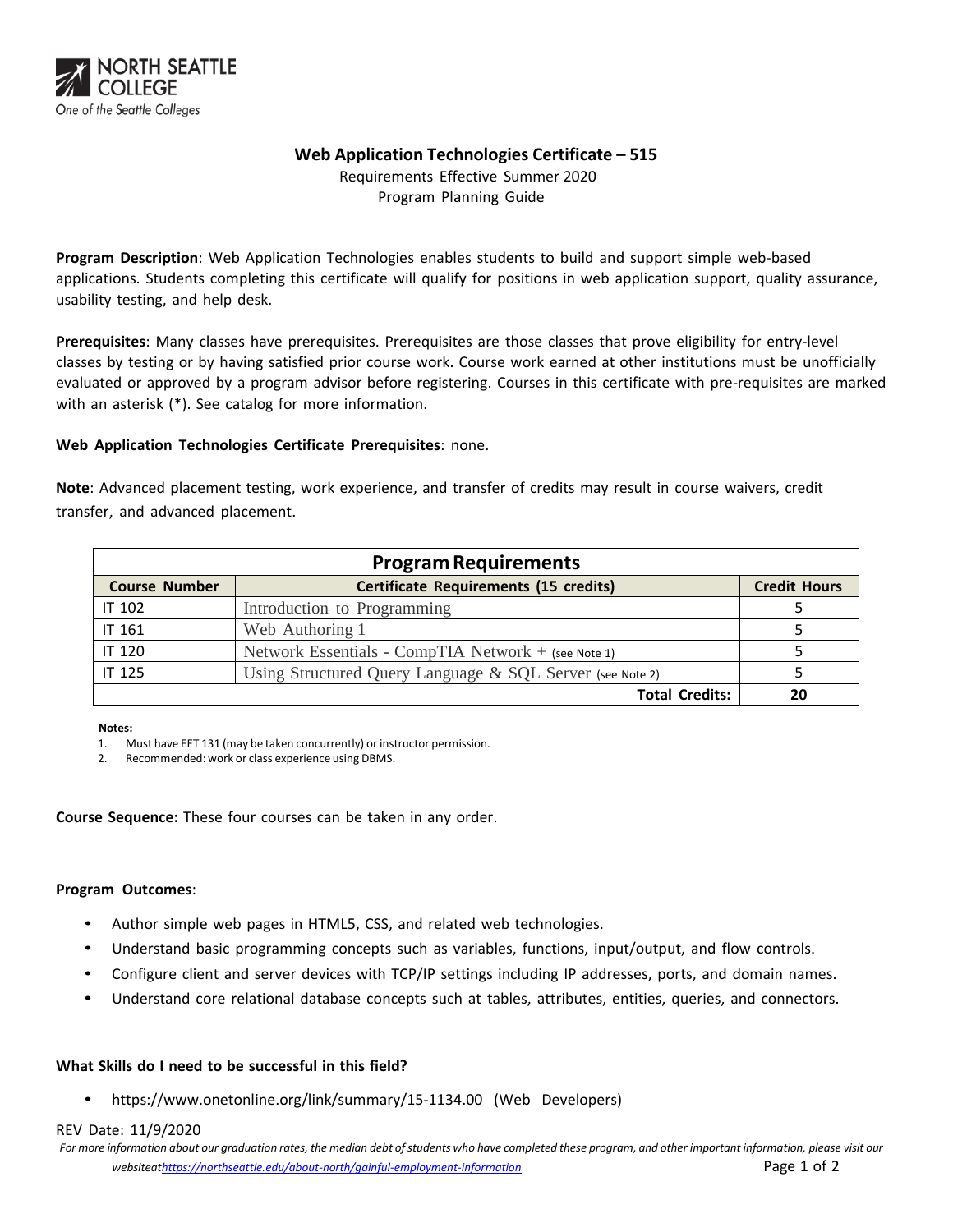NORTH SEATTLE COLLEGE
One of the Seattle Colleges

# Web Application Technologies Certificate – 515

Requirements Effective Summer 2020
Program Planning Guide

**Program Description**: Web Application Technologies enables students to build and support simple web-based applications. Students completing this certificate will qualify for positions in web application support, quality assurance, usability testing, and help desk.

**Prerequisites**: Many classes have prerequisites. Prerequisites are those classes that prove eligibility for entry-level classes by testing or by having satisfied prior course work. Course work earned at other institutions must be unofficially evaluated or approved by a program advisor before registering. Courses in this certificate with pre-requisites are marked with an asterisk (*). See catalog for more information.

**Web Application Technologies Certificate Prerequisites**: none.

**Note**: Advanced placement testing, work experience, and transfer of credits may result in course waivers, credit transfer, and advanced placement.

| Program Requirements | | |
|---|---|---|
| **Course Number** | **Certificate Requirements (15 credits)** | **Credit Hours** |
| IT 102 | Introduction to Programming | 5 |
| IT 161 | Web Authoring 1 | 5 |
| IT 120 | Network Essentials - CompTIA Network + (see Note 1) | 5 |
| IT 125 | Using Structured Query Language & SQL Server (see Note 2) | 5 |
| | **Total Credits:** | **20** |

**Notes:**

1. Must have EET 131 (may be taken concurrently) or instructor permission.
2. Recommended: work or class experience using DBMS.

**Course Sequence:** These four courses can be taken in any order.

**Program Outcomes**:

- Author simple web pages in HTML5, CSS, and related web technologies.
- Understand basic programming concepts such as variables, functions, input/output, and flow controls.
- Configure client and server devices with TCP/IP settings including IP addresses, ports, and domain names.
- Understand core relational database concepts such at tables, attributes, entities, queries, and connectors.

**What Skills do I need to be successful in this field?**

- https://www.onetonline.org/link/summary/15-1134.00 (Web Developers)

REV Date: 11/9/2020

*For more information about our graduation rates, the median debt of students who have completed these program, and other important information, please visit our websiteat[https://northseattle.edu/about-north/gainful-employment-information](https://northseattle.edu/about-north/gainful-employment-information)*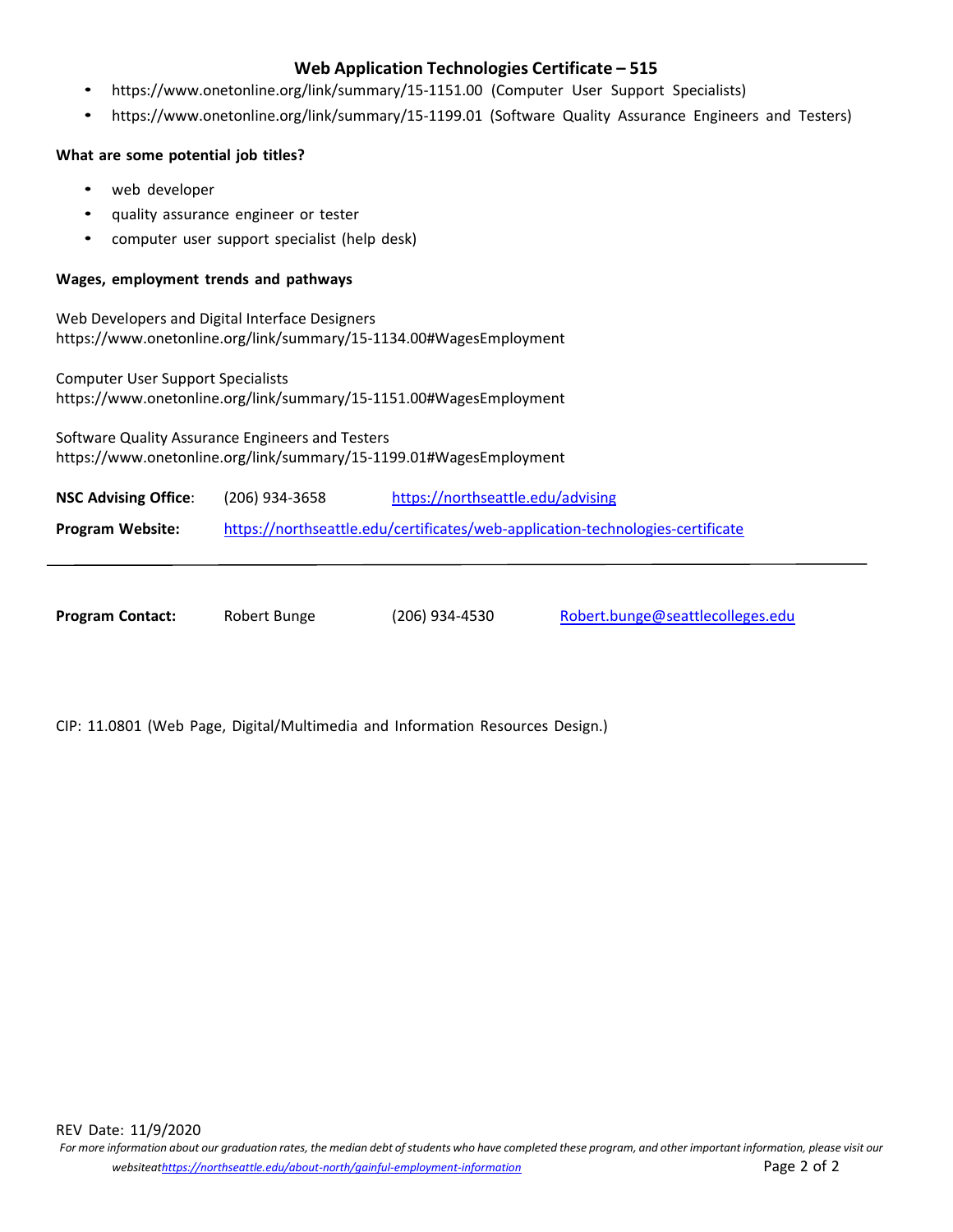- https://www.onetonline.org/link/summary/15-1151.00 (Computer User Support Specialists)
- https://www.onetonline.org/link/summary/15-1199.01 (Software Quality Assurance Engineers and Testers)

**What are some potential job titles?**

- web developer
- quality assurance engineer or tester
- computer user support specialist (help desk)

**Wages, employment trends and pathways**

Web Developers and Digital Interface Designers
https://www.onetonline.org/link/summary/15-1134.00#WagesEmployment

Computer User Support Specialists
https://www.onetonline.org/link/summary/15-1151.00#WagesEmployment

Software Quality Assurance Engineers and Testers
https://www.onetonline.org/link/summary/15-1199.01#WagesEmployment

**NSC Advising Office**: (206) 934-3658 https://northseattle.edu/advising

**Program Website:** https://northseattle.edu/certificates/web-application-technologies-certificate

---

**Program Contact:** Robert Bunge (206) 934-4530 Robert.bunge@seattlecolleges.edu

CIP: 11.0801 (Web Page, Digital/Multimedia and Information Resources Design.)

REV Date: 11/9/2020

*For more information about our graduation rates, the median debt of students who have completed these program, and other important information, please visit our websiteathttps://northseattle.edu/about-north/gainful-employment-information*